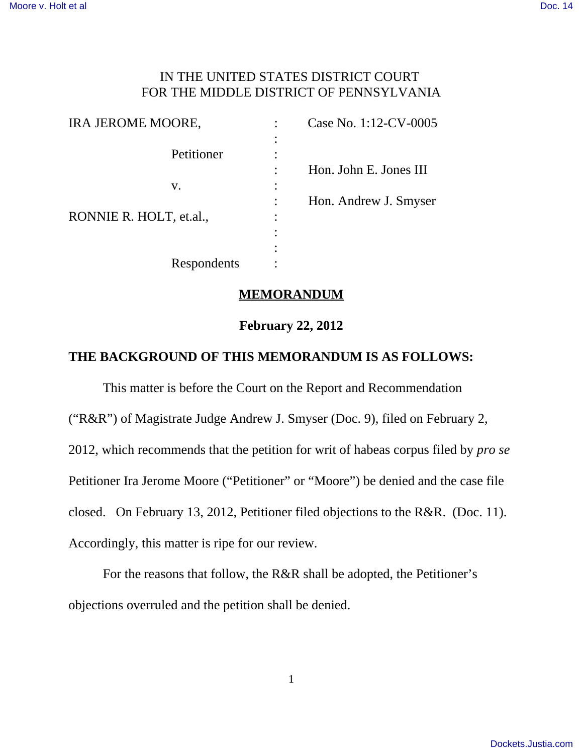IN THE UNITED STATES DISTRICT COURT
FOR THE MIDDLE DISTRICT OF PENNSYLVANIA

| | | |
|---|---|---|
| IRA JEROME MOORE, | : | Case No. 1:12-CV-0005 |
| Petitioner | : | |
| v. | : | Hon. John E. Jones III |
| RONNIE R. HOLT, et.al., | : | Hon. Andrew J. Smyser |
| Respondents | : | |

## MEMORANDUM

**February 22, 2012**

**THE BACKGROUND OF THIS MEMORANDUM IS AS FOLLOWS:**

This matter is before the Court on the Report and Recommendation ("R&R") of Magistrate Judge Andrew J. Smyser (Doc. 9), filed on February 2, 2012, which recommends that the petition for writ of habeas corpus filed by *pro se* Petitioner Ira Jerome Moore ("Petitioner" or "Moore") be denied and the case file closed. On February 13, 2012, Petitioner filed objections to the R&R. (Doc. 11). Accordingly, this matter is ripe for our review.

For the reasons that follow, the R&R shall be adopted, the Petitioner's objections overruled and the petition shall be denied.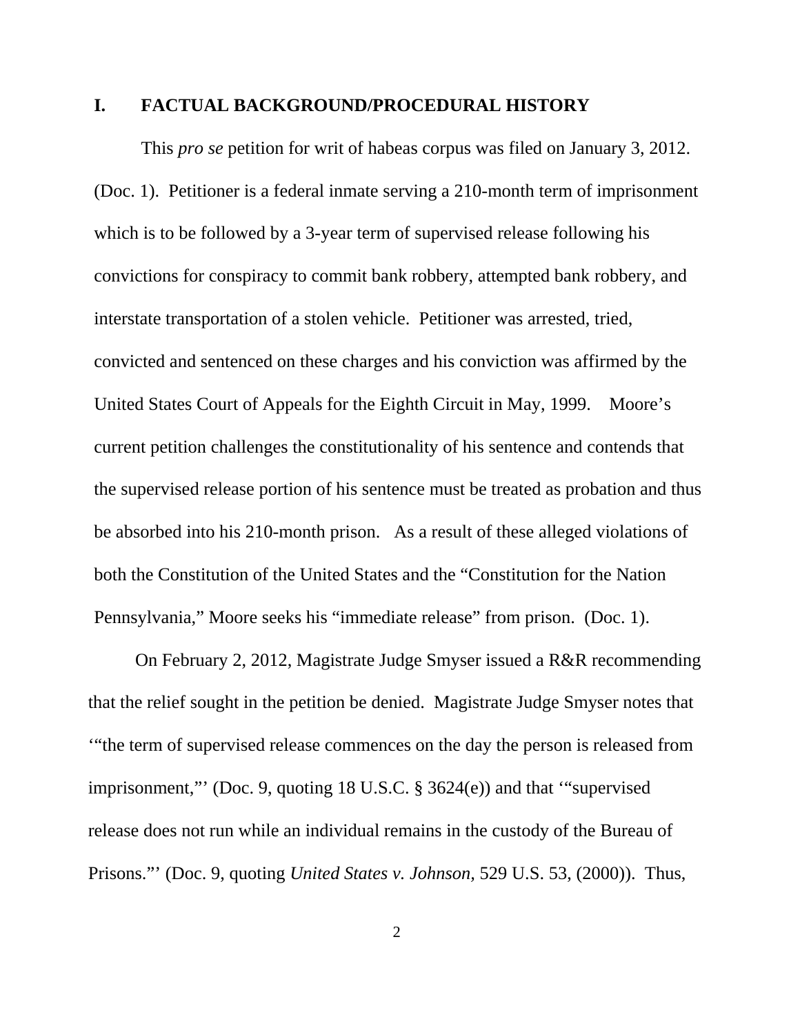## I. FACTUAL BACKGROUND/PROCEDURAL HISTORY

This *pro se* petition for writ of habeas corpus was filed on January 3, 2012. (Doc. 1). Petitioner is a federal inmate serving a 210-month term of imprisonment which is to be followed by a 3-year term of supervised release following his convictions for conspiracy to commit bank robbery, attempted bank robbery, and interstate transportation of a stolen vehicle. Petitioner was arrested, tried, convicted and sentenced on these charges and his conviction was affirmed by the United States Court of Appeals for the Eighth Circuit in May, 1999. Moore's current petition challenges the constitutionality of his sentence and contends that the supervised release portion of his sentence must be treated as probation and thus be absorbed into his 210-month prison. As a result of these alleged violations of both the Constitution of the United States and the "Constitution for the Nation Pennsylvania," Moore seeks his "immediate release" from prison. (Doc. 1).

On February 2, 2012, Magistrate Judge Smyser issued a R&R recommending that the relief sought in the petition be denied. Magistrate Judge Smyser notes that '"the term of supervised release commences on the day the person is released from imprisonment,"' (Doc. 9, quoting 18 U.S.C. § 3624(e)) and that '"supervised release does not run while an individual remains in the custody of the Bureau of Prisons."' (Doc. 9, quoting *United States v. Johnson*, 529 U.S. 53, (2000)). Thus,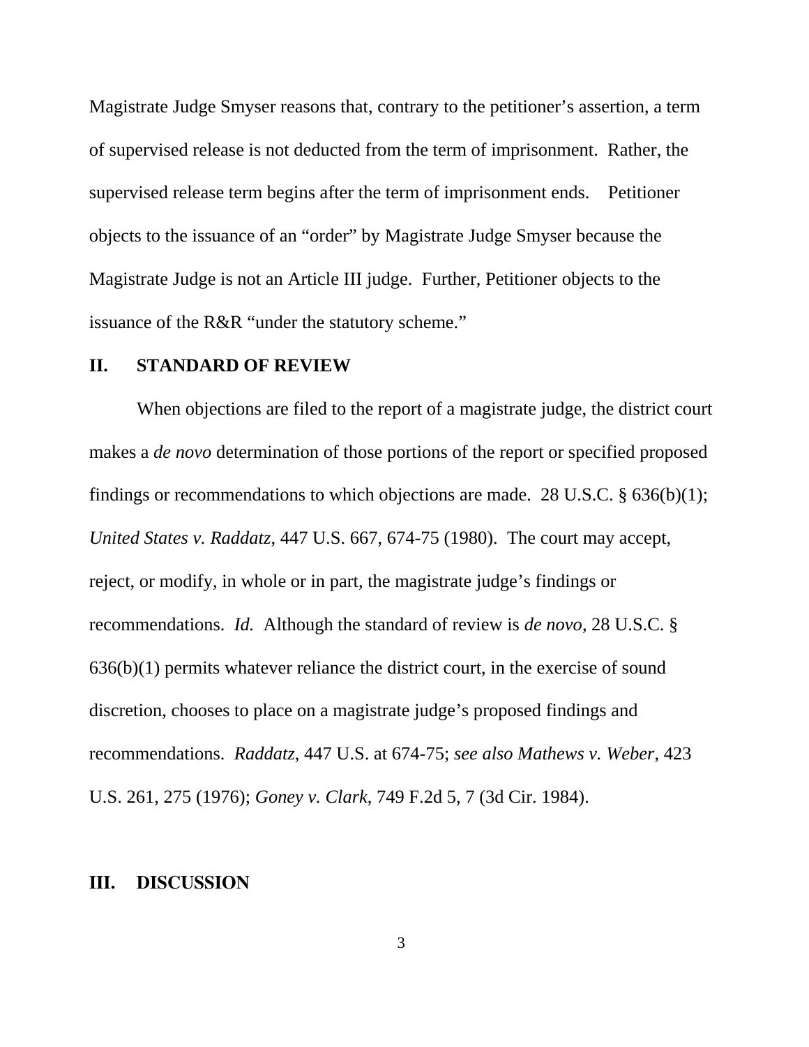Magistrate Judge Smyser reasons that, contrary to the petitioner's assertion, a term of supervised release is not deducted from the term of imprisonment. Rather, the supervised release term begins after the term of imprisonment ends. Petitioner objects to the issuance of an "order" by Magistrate Judge Smyser because the Magistrate Judge is not an Article III judge. Further, Petitioner objects to the issuance of the R&R "under the statutory scheme."

## II. STANDARD OF REVIEW

When objections are filed to the report of a magistrate judge, the district court makes a *de novo* determination of those portions of the report or specified proposed findings or recommendations to which objections are made. 28 U.S.C. § 636(b)(1); *United States v. Raddatz*, 447 U.S. 667, 674-75 (1980). The court may accept, reject, or modify, in whole or in part, the magistrate judge's findings or recommendations. *Id.* Although the standard of review is *de novo*, 28 U.S.C. § 636(b)(1) permits whatever reliance the district court, in the exercise of sound discretion, chooses to place on a magistrate judge's proposed findings and recommendations. *Raddatz*, 447 U.S. at 674-75; *see also Mathews v. Weber*, 423 U.S. 261, 275 (1976); *Goney v. Clark*, 749 F.2d 5, 7 (3d Cir. 1984).

## III. DISCUSSION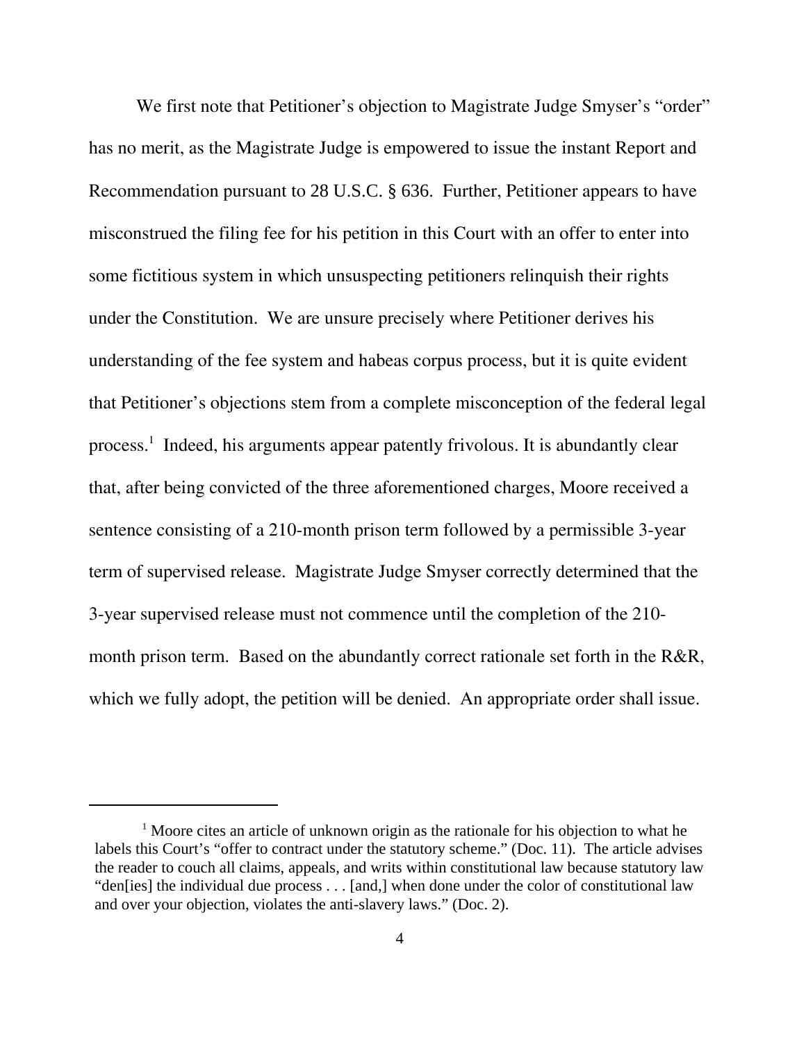We first note that Petitioner's objection to Magistrate Judge Smyser's "order" has no merit, as the Magistrate Judge is empowered to issue the instant Report and Recommendation pursuant to 28 U.S.C. § 636. Further, Petitioner appears to have misconstrued the filing fee for his petition in this Court with an offer to enter into some fictitious system in which unsuspecting petitioners relinquish their rights under the Constitution. We are unsure precisely where Petitioner derives his understanding of the fee system and habeas corpus process, but it is quite evident that Petitioner's objections stem from a complete misconception of the federal legal process.[1] Indeed, his arguments appear patently frivolous. It is abundantly clear that, after being convicted of the three aforementioned charges, Moore received a sentence consisting of a 210-month prison term followed by a permissible 3-year term of supervised release. Magistrate Judge Smyser correctly determined that the 3-year supervised release must not commence until the completion of the 210-month prison term. Based on the abundantly correct rationale set forth in the R&R, which we fully adopt, the petition will be denied. An appropriate order shall issue.

---

[1] Moore cites an article of unknown origin as the rationale for his objection to what he labels this Court's "offer to contract under the statutory scheme." (Doc. 11). The article advises the reader to couch all claims, appeals, and writs within constitutional law because statutory law "den[ies] the individual due process . . . [and,] when done under the color of constitutional law and over your objection, violates the anti-slavery laws." (Doc. 2).